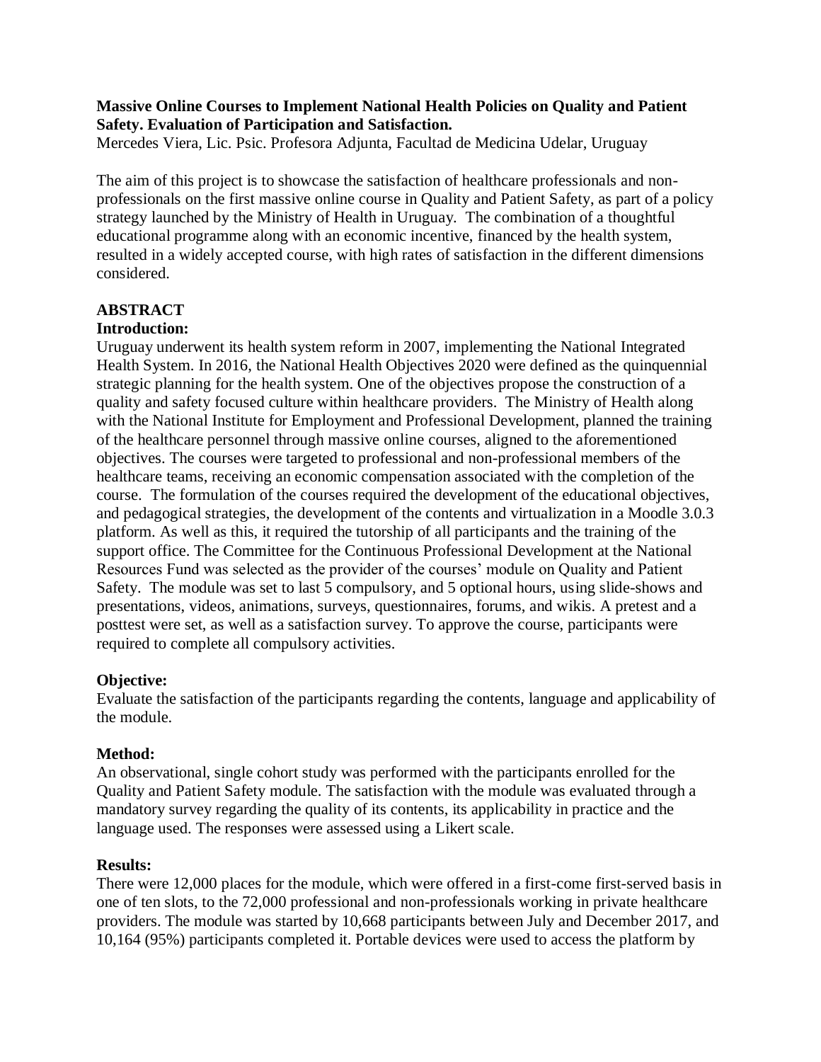**Massive Online Courses to Implement National Health Policies on Quality and Patient Safety. Evaluation of Participation and Satisfaction.**

Mercedes Viera, Lic. Psic. Profesora Adjunta, Facultad de Medicina Udelar, Uruguay

The aim of this project is to showcase the satisfaction of healthcare professionals and non-professionals on the first massive online course in Quality and Patient Safety, as part of a policy strategy launched by the Ministry of Health in Uruguay. The combination of a thoughtful educational programme along with an economic incentive, financed by the health system, resulted in a widely accepted course, with high rates of satisfaction in the different dimensions considered.

## ABSTRACT

### Introduction:

Uruguay underwent its health system reform in 2007, implementing the National Integrated Health System. In 2016, the National Health Objectives 2020 were defined as the quinquennial strategic planning for the health system. One of the objectives propose the construction of a quality and safety focused culture within healthcare providers. The Ministry of Health along with the National Institute for Employment and Professional Development, planned the training of the healthcare personnel through massive online courses, aligned to the aforementioned objectives. The courses were targeted to professional and non-professional members of the healthcare teams, receiving an economic compensation associated with the completion of the course. The formulation of the courses required the development of the educational objectives, and pedagogical strategies, the development of the contents and virtualization in a Moodle 3.0.3 platform. As well as this, it required the tutorship of all participants and the training of the support office. The Committee for the Continuous Professional Development at the National Resources Fund was selected as the provider of the courses' module on Quality and Patient Safety. The module was set to last 5 compulsory, and 5 optional hours, using slide-shows and presentations, videos, animations, surveys, questionnaires, forums, and wikis. A pretest and a posttest were set, as well as a satisfaction survey. To approve the course, participants were required to complete all compulsory activities.

### Objective:

Evaluate the satisfaction of the participants regarding the contents, language and applicability of the module.

### Method:

An observational, single cohort study was performed with the participants enrolled for the Quality and Patient Safety module. The satisfaction with the module was evaluated through a mandatory survey regarding the quality of its contents, its applicability in practice and the language used. The responses were assessed using a Likert scale.

### Results:

There were 12,000 places for the module, which were offered in a first-come first-served basis in one of ten slots, to the 72,000 professional and non-professionals working in private healthcare providers. The module was started by 10,668 participants between July and December 2017, and 10,164 (95%) participants completed it. Portable devices were used to access the platform by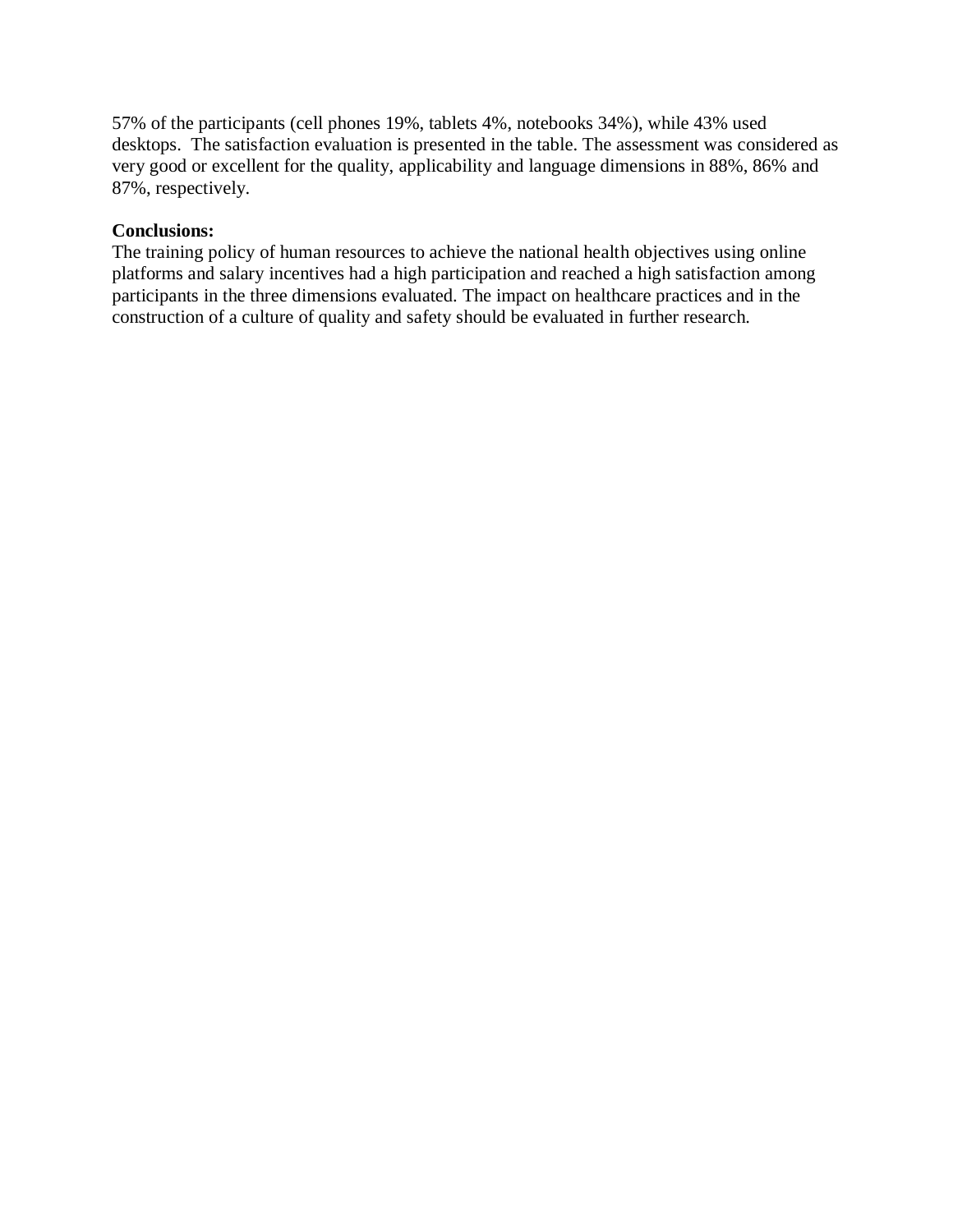57% of the participants (cell phones 19%, tablets 4%, notebooks 34%), while 43% used desktops. The satisfaction evaluation is presented in the table. The assessment was considered as very good or excellent for the quality, applicability and language dimensions in 88%, 86% and 87%, respectively.

**Conclusions:**

The training policy of human resources to achieve the national health objectives using online platforms and salary incentives had a high participation and reached a high satisfaction among participants in the three dimensions evaluated. The impact on healthcare practices and in the construction of a culture of quality and safety should be evaluated in further research.